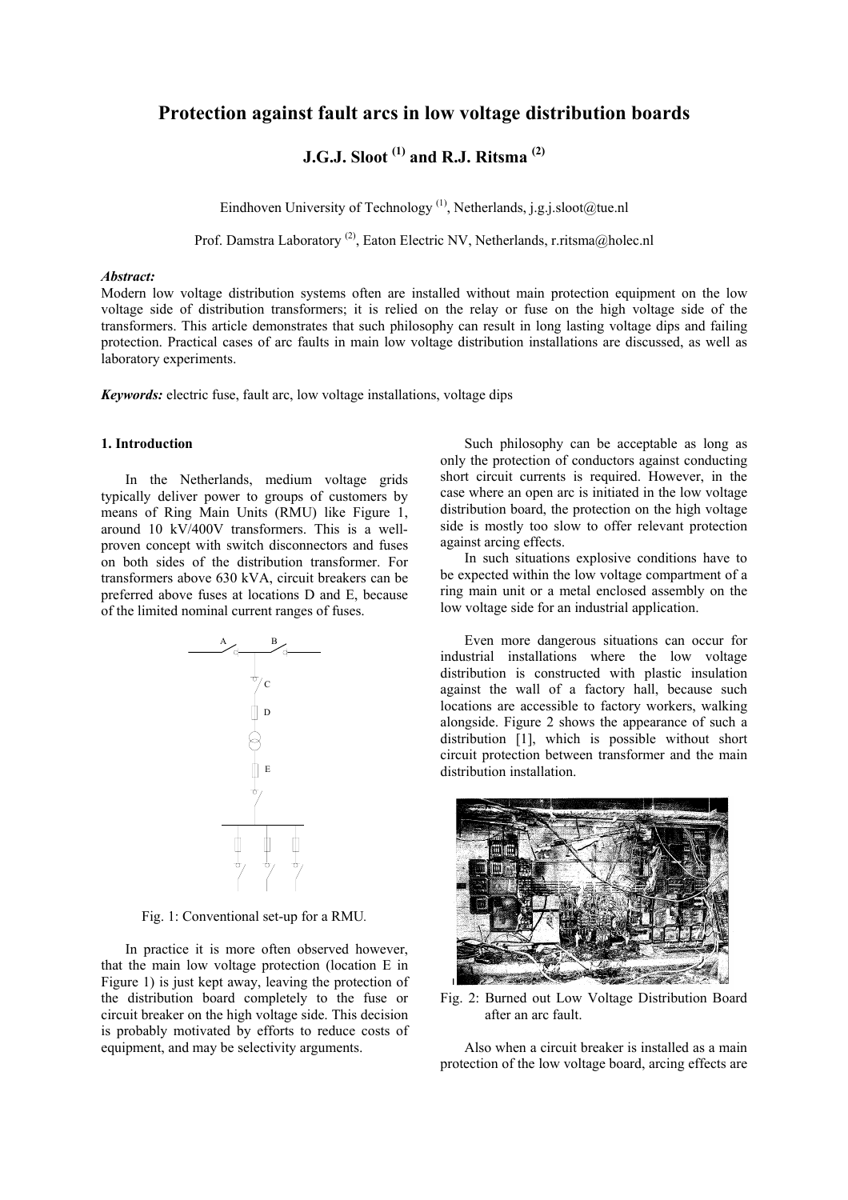# Protection against fault arcs in low voltage distribution boards

## J.G.J. Sloot [(1)] and R.J. Ritsma [(2)]

Eindhoven University of Technology [(1)], Netherlands, j.g.j.sloot@tue.nl

Prof. Damstra Laboratory [(2)], Eaton Electric NV, Netherlands, r.ritsma@holec.nl

***Abstract:***
Modern low voltage distribution systems often are installed without main protection equipment on the low voltage side of distribution transformers; it is relied on the relay or fuse on the high voltage side of the transformers. This article demonstrates that such philosophy can result in long lasting voltage dips and failing protection. Practical cases of arc faults in main low voltage distribution installations are discussed, as well as laboratory experiments.

***Keywords:*** electric fuse, fault arc, low voltage installations, voltage dips

### 1. Introduction

In the Netherlands, medium voltage grids typically deliver power to groups of customers by means of Ring Main Units (RMU) like Figure 1, around 10 kV/400V transformers. This is a well-proven concept with switch disconnectors and fuses on both sides of the distribution transformer. For transformers above 630 kVA, circuit breakers can be preferred above fuses at locations D and E, because of the limited nominal current ranges of fuses.

Fig. 1: Conventional set-up for a RMU.

In practice it is more often observed however, that the main low voltage protection (location E in Figure 1) is just kept away, leaving the protection of the distribution board completely to the fuse or circuit breaker on the high voltage side. This decision is probably motivated by efforts to reduce costs of equipment, and may be selectivity arguments.

Such philosophy can be acceptable as long as only the protection of conductors against conducting short circuit currents is required. However, in the case where an open arc is initiated in the low voltage distribution board, the protection on the high voltage side is mostly too slow to offer relevant protection against arcing effects.

In such situations explosive conditions have to be expected within the low voltage compartment of a ring main unit or a metal enclosed assembly on the low voltage side for an industrial application.

Even more dangerous situations can occur for industrial installations where the low voltage distribution is constructed with plastic insulation against the wall of a factory hall, because such locations are accessible to factory workers, walking alongside. Figure 2 shows the appearance of such a distribution [1], which is possible without short circuit protection between transformer and the main distribution installation.

Fig. 2: Burned out Low Voltage Distribution Board after an arc fault.

Also when a circuit breaker is installed as a main protection of the low voltage board, arcing effects are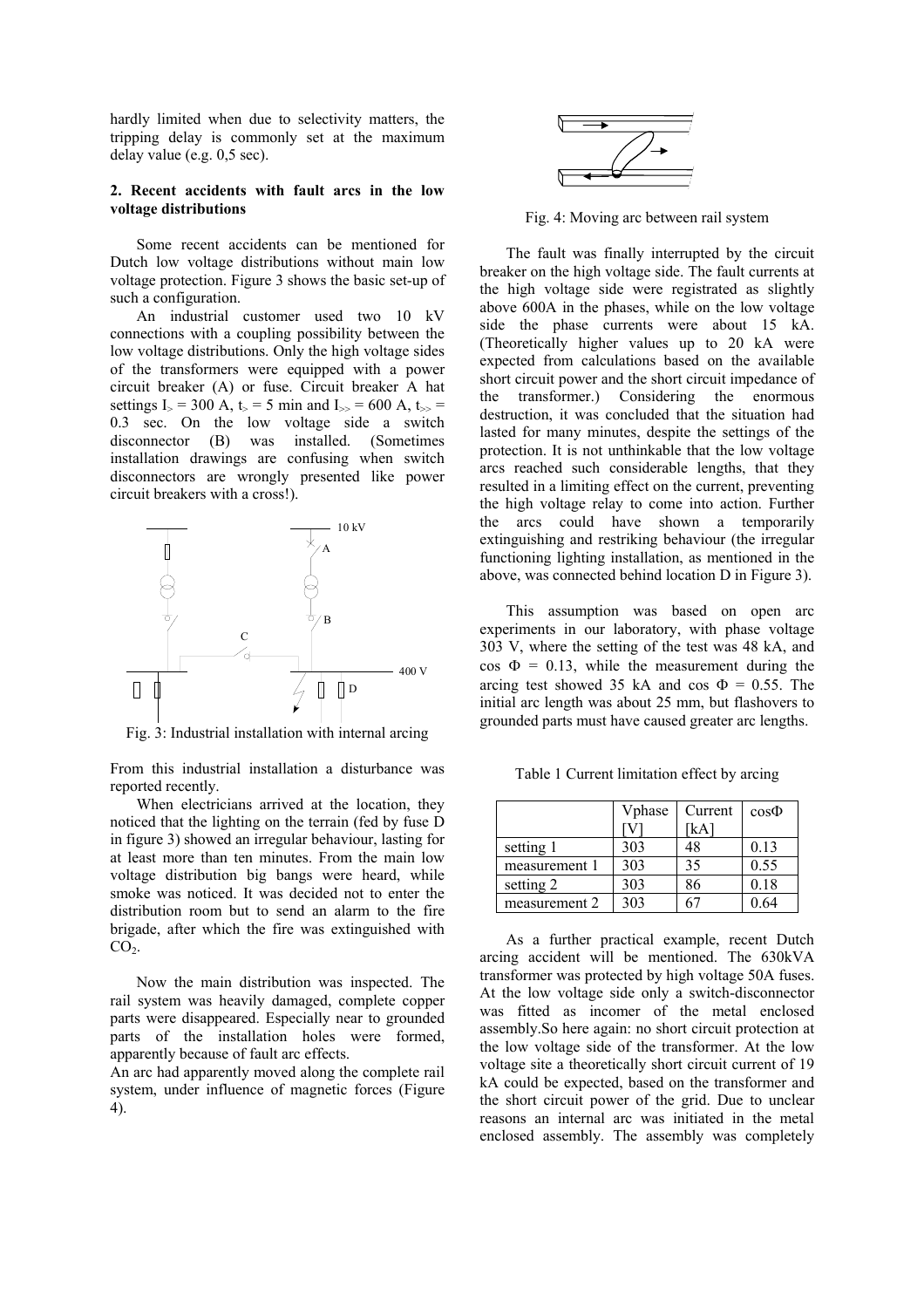hardly limited when due to selectivity matters, the tripping delay is commonly set at the maximum delay value (e.g. 0,5 sec).

## 2. Recent accidents with fault arcs in the low voltage distributions

Some recent accidents can be mentioned for Dutch low voltage distributions without main low voltage protection. Figure 3 shows the basic set-up of such a configuration.

An industrial customer used two 10 kV connections with a coupling possibility between the low voltage distributions. Only the high voltage sides of the transformers were equipped with a power circuit breaker (A) or fuse. Circuit breaker A hat settings $I_{>}$ = 300 A, $t_{>}$ = 5 min and $I_{>>}$ = 600 A, $t_{>>}$ = 0.3 sec. On the low voltage side a switch disconnector (B) was installed. (Sometimes installation drawings are confusing when switch disconnectors are wrongly presented like power circuit breakers with a cross!).

Fig. 3: Industrial installation with internal arcing

From this industrial installation a disturbance was reported recently.

When electricians arrived at the location, they noticed that the lighting on the terrain (fed by fuse D in figure 3) showed an irregular behaviour, lasting for at least more than ten minutes. From the main low voltage distribution big bangs were heard, while smoke was noticed. It was decided not to enter the distribution room but to send an alarm to the fire brigade, after which the fire was extinguished with $CO_2$.

Now the main distribution was inspected. The rail system was heavily damaged, complete copper parts were disappeared. Especially near to grounded parts of the installation holes were formed, apparently because of fault arc effects.

An arc had apparently moved along the complete rail system, under influence of magnetic forces (Figure 4).

Fig. 4: Moving arc between rail system

The fault was finally interrupted by the circuit breaker on the high voltage side. The fault currents at the high voltage side were registrated as slightly above 600A in the phases, while on the low voltage side the phase currents were about 15 kA. (Theoretically higher values up to 20 kA were expected from calculations based on the available short circuit power and the short circuit impedance of the transformer.) Considering the enormous destruction, it was concluded that the situation had lasted for many minutes, despite the settings of the protection. It is not unthinkable that the low voltage arcs reached such considerable lengths, that they resulted in a limiting effect on the current, preventing the high voltage relay to come into action. Further the arcs could have shown a temporarily extinguishing and restriking behaviour (the irregular functioning lighting installation, as mentioned in the above, was connected behind location D in Figure 3).

This assumption was based on open arc experiments in our laboratory, with phase voltage 303 V, where the setting of the test was 48 kA, and cos $\Phi$ = 0.13, while the measurement during the arcing test showed 35 kA and cos $\Phi$ = 0.55. The initial arc length was about 25 mm, but flashovers to grounded parts must have caused greater arc lengths.

Table 1 Current limitation effect by arcing

| | Vphase [V] | Current [kA] | cosΦ |
|---|---|---|---|
| setting 1 | 303 | 48 | 0.13 |
| measurement 1 | 303 | 35 | 0.55 |
| setting 2 | 303 | 86 | 0.18 |
| measurement 2 | 303 | 67 | 0.64 |

As a further practical example, recent Dutch arcing accident will be mentioned. The 630kVA transformer was protected by high voltage 50A fuses. At the low voltage side only a switch-disconnector was fitted as incomer of the metal enclosed assembly.So here again: no short circuit protection at the low voltage side of the transformer. At the low voltage site a theoretically short circuit current of 19 kA could be expected, based on the transformer and the short circuit power of the grid. Due to unclear reasons an internal arc was initiated in the metal enclosed assembly. The assembly was completely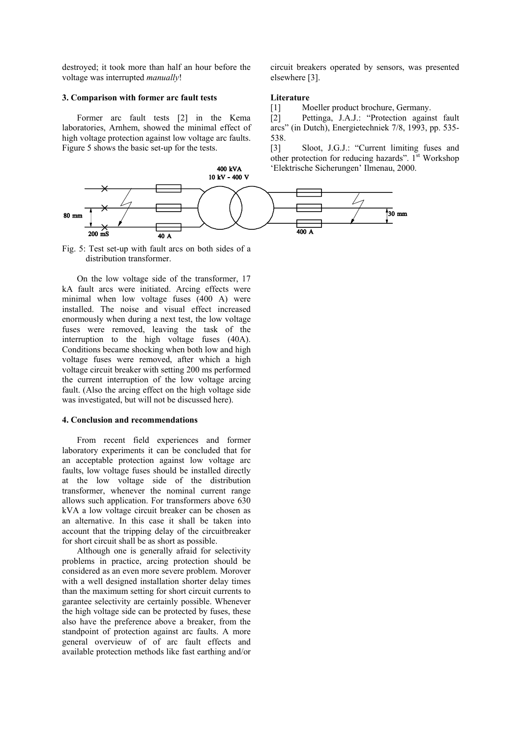destroyed; it took more than half an hour before the voltage was interrupted *manually*!

### 3. Comparison with former arc fault tests

Former arc fault tests [2] in the Kema laboratories, Arnhem, showed the minimal effect of high voltage protection against low voltage arc faults. Figure 5 shows the basic set-up for the tests.

400 kVA
10 kV - 400 V
80 mm
200 mS
40 A
400 A
30 mm

Fig. 5: Test set-up with fault arcs on both sides of a distribution transformer.

On the low voltage side of the transformer, 17 kA fault arcs were initiated. Arcing effects were minimal when low voltage fuses (400 A) were installed. The noise and visual effect increased enormously when during a next test, the low voltage fuses were removed, leaving the task of the interruption to the high voltage fuses (40A). Conditions became shocking when both low and high voltage fuses were removed, after which a high voltage circuit breaker with setting 200 ms performed the current interruption of the low voltage arcing fault. (Also the arcing effect on the high voltage side was investigated, but will not be discussed here).

### 4. Conclusion and recommendations

From recent field experiences and former laboratory experiments it can be concluded that for an acceptable protection against low voltage arc faults, low voltage fuses should be installed directly at the low voltage side of the distribution transformer, whenever the nominal current range allows such application. For transformers above 630 kVA a low voltage circuit breaker can be chosen as an alternative. In this case it shall be taken into account that the tripping delay of the circuitbreaker for short circuit shall be as short as possible.

Although one is generally afraid for selectivity problems in practice, arcing protection should be considered as an even more severe problem. Morover with a well designed installation shorter delay times than the maximum setting for short circuit currents to garantee selectivity are certainly possible. Whenever the high voltage side can be protected by fuses, these also have the preference above a breaker, from the standpoint of protection against arc faults. A more general overvieuw of of arc fault effects and available protection methods like fast earthing and/or circuit breakers operated by sensors, was presented elsewhere [3].

### Literature

[1] Moeller product brochure, Germany.

[2] Pettinga, J.A.J.: "Protection against fault arcs" (in Dutch), Energietechniek 7/8, 1993, pp. 535-538.

[3] Sloot, J.G.J.: "Current limiting fuses and other protection for reducing hazards". 1st Workshop 'Elektrische Sicherungen' Ilmenau, 2000.